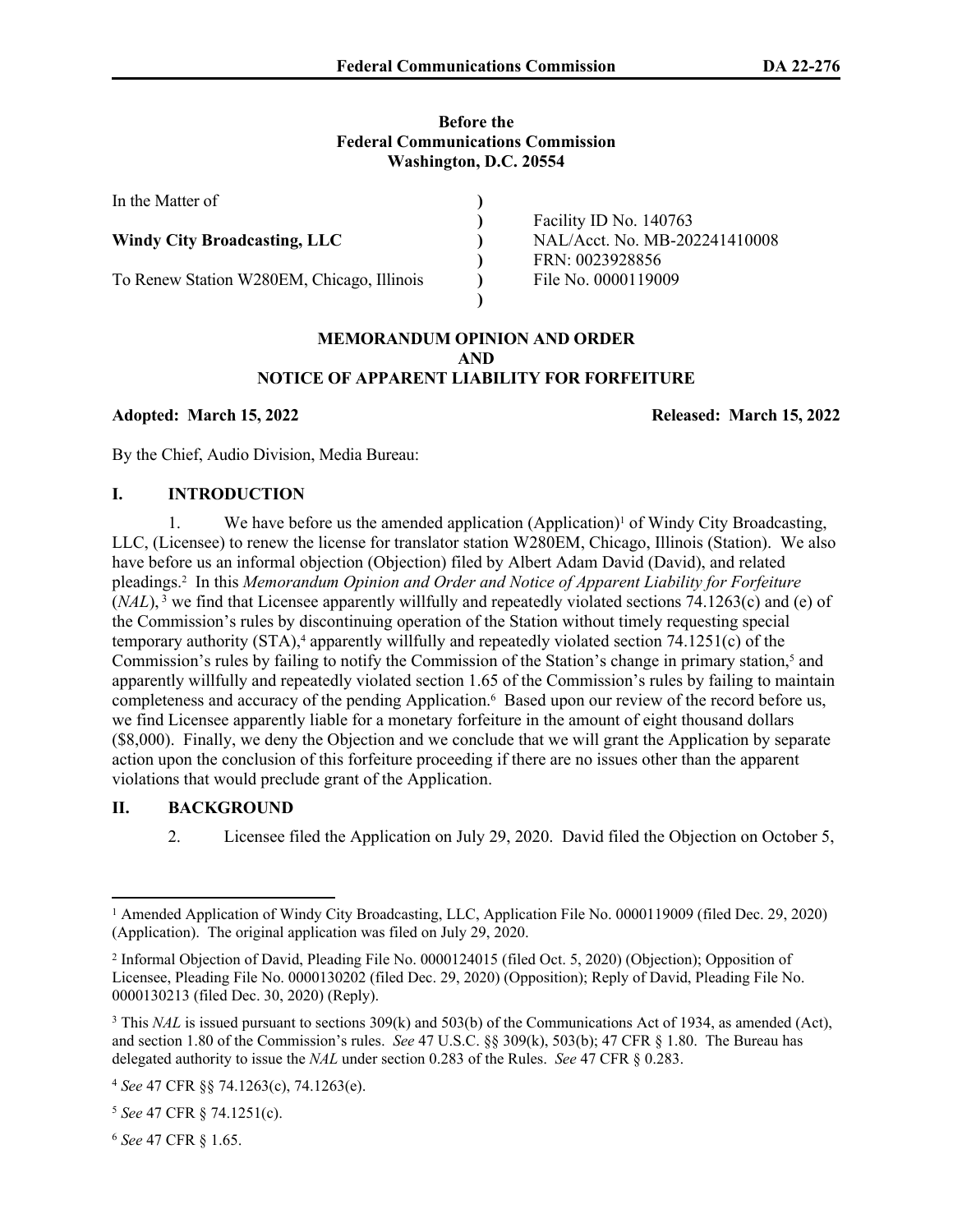**Before the**
**Federal Communications Commission**
**Washington, D.C. 20554**

| | | |
|---|---|---|
| In the Matter of | ) | |
| | ) | Facility ID No. 140763 |
| **Windy City Broadcasting, LLC** | ) | NAL/Acct. No. MB-202241410008 |
| | ) | FRN: 0023928856 |
| To Renew Station W280EM, Chicago, Illinois | ) | File No. 0000119009 |
| | ) | |

**MEMORANDUM OPINION AND ORDER**
**AND**
**NOTICE OF APPARENT LIABILITY FOR FORFEITURE**

**Adopted: March 15, 2022** **Released: March 15, 2022**

By the Chief, Audio Division, Media Bureau:

## I. INTRODUCTION

1. We have before us the amended application (Application)[1] of Windy City Broadcasting, LLC, (Licensee) to renew the license for translator station W280EM, Chicago, Illinois (Station). We also have before us an informal objection (Objection) filed by Albert Adam David (David), and related pleadings.[2] In this *Memorandum Opinion and Order and Notice of Apparent Liability for Forfeiture* (*NAL*), [3] we find that Licensee apparently willfully and repeatedly violated sections 74.1263(c) and (e) of the Commission's rules by discontinuing operation of the Station without timely requesting special temporary authority (STA),[4] apparently willfully and repeatedly violated section 74.1251(c) of the Commission's rules by failing to notify the Commission of the Station's change in primary station,[5] and apparently willfully and repeatedly violated section 1.65 of the Commission's rules by failing to maintain completeness and accuracy of the pending Application.[6] Based upon our review of the record before us, we find Licensee apparently liable for a monetary forfeiture in the amount of eight thousand dollars ($8,000). Finally, we deny the Objection and we conclude that we will grant the Application by separate action upon the conclusion of this forfeiture proceeding if there are no issues other than the apparent violations that would preclude grant of the Application.

## II. BACKGROUND

2. Licensee filed the Application on July 29, 2020. David filed the Objection on October 5,

---

[1] Amended Application of Windy City Broadcasting, LLC, Application File No. 0000119009 (filed Dec. 29, 2020) (Application). The original application was filed on July 29, 2020.

[2] Informal Objection of David, Pleading File No. 0000124015 (filed Oct. 5, 2020) (Objection); Opposition of Licensee, Pleading File No. 0000130202 (filed Dec. 29, 2020) (Opposition); Reply of David, Pleading File No. 0000130213 (filed Dec. 30, 2020) (Reply).

[3] This *NAL* is issued pursuant to sections 309(k) and 503(b) of the Communications Act of 1934, as amended (Act), and section 1.80 of the Commission's rules. *See* 47 U.S.C. §§ 309(k), 503(b); 47 CFR § 1.80. The Bureau has delegated authority to issue the *NAL* under section 0.283 of the Rules. *See* 47 CFR § 0.283.

[4] *See* 47 CFR §§ 74.1263(c), 74.1263(e).

[5] *See* 47 CFR § 74.1251(c).

[6] *See* 47 CFR § 1.65.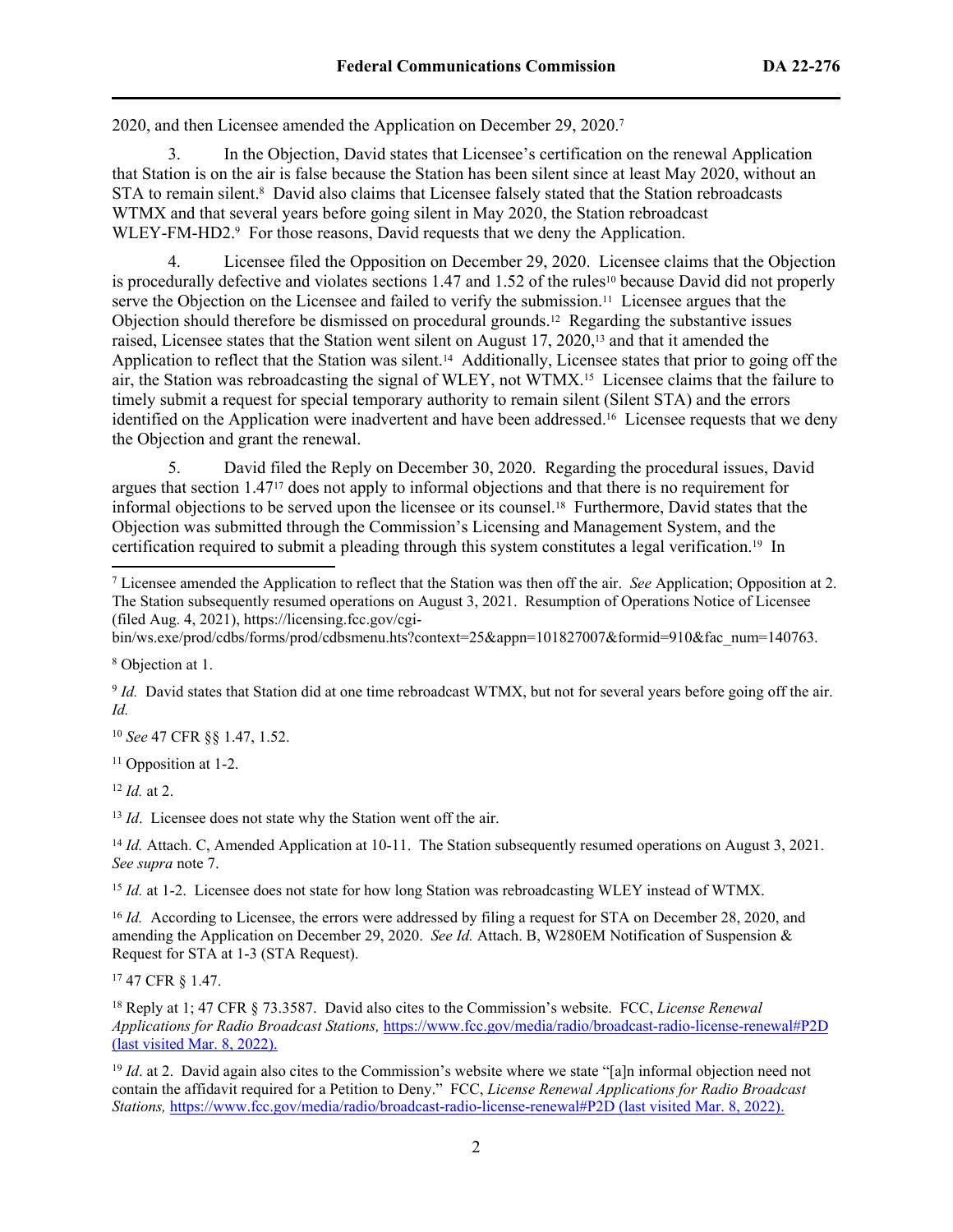2020, and then Licensee amended the Application on December 29, 2020.[7]

3. In the Objection, David states that Licensee's certification on the renewal Application that Station is on the air is false because the Station has been silent since at least May 2020, without an STA to remain silent.[8] David also claims that Licensee falsely stated that the Station rebroadcasts WTMX and that several years before going silent in May 2020, the Station rebroadcast WLEY-FM-HD2.[9] For those reasons, David requests that we deny the Application.

4. Licensee filed the Opposition on December 29, 2020. Licensee claims that the Objection is procedurally defective and violates sections 1.47 and 1.52 of the rules[10] because David did not properly serve the Objection on the Licensee and failed to verify the submission.[11] Licensee argues that the Objection should therefore be dismissed on procedural grounds.[12] Regarding the substantive issues raised, Licensee states that the Station went silent on August 17, 2020,[13] and that it amended the Application to reflect that the Station was silent.[14] Additionally, Licensee states that prior to going off the air, the Station was rebroadcasting the signal of WLEY, not WTMX.[15] Licensee claims that the failure to timely submit a request for special temporary authority to remain silent (Silent STA) and the errors identified on the Application were inadvertent and have been addressed.[16] Licensee requests that we deny the Objection and grant the renewal.

5. David filed the Reply on December 30, 2020. Regarding the procedural issues, David argues that section 1.47[17] does not apply to informal objections and that there is no requirement for informal objections to be served upon the licensee or its counsel.[18] Furthermore, David states that the Objection was submitted through the Commission's Licensing and Management System, and the certification required to submit a pleading through this system constitutes a legal verification.[19] In

---

[7] Licensee amended the Application to reflect that the Station was then off the air. *See* Application; Opposition at 2. The Station subsequently resumed operations on August 3, 2021. Resumption of Operations Notice of Licensee (filed Aug. 4, 2021), https://licensing.fcc.gov/cgi-bin/ws.exe/prod/cdbs/forms/prod/cdbsmenu.hts?context=25&appn=101827007&formid=910&fac_num=140763.

[8] Objection at 1.

[9] *Id.* David states that Station did at one time rebroadcast WTMX, but not for several years before going off the air. *Id.*

[10] *See* 47 CFR §§ 1.47, 1.52.

[11] Opposition at 1-2.

[12] *Id.* at 2.

[13] *Id*. Licensee does not state why the Station went off the air.

[14] *Id.* Attach. C, Amended Application at 10-11. The Station subsequently resumed operations on August 3, 2021. *See supra* note 7.

[15] *Id.* at 1-2. Licensee does not state for how long Station was rebroadcasting WLEY instead of WTMX.

[16] *Id.* According to Licensee, the errors were addressed by filing a request for STA on December 28, 2020, and amending the Application on December 29, 2020. *See Id.* Attach. B, W280EM Notification of Suspension & Request for STA at 1-3 (STA Request).

[17] 47 CFR § 1.47.

[18] Reply at 1; 47 CFR § 73.3587. David also cites to the Commission's website. FCC, *License Renewal Applications for Radio Broadcast Stations,* https://www.fcc.gov/media/radio/broadcast-radio-license-renewal#P2D (last visited Mar. 8, 2022).

[19] *Id*. at 2. David again also cites to the Commission's website where we state "[a]n informal objection need not contain the affidavit required for a Petition to Deny." FCC, *License Renewal Applications for Radio Broadcast Stations,* https://www.fcc.gov/media/radio/broadcast-radio-license-renewal#P2D (last visited Mar. 8, 2022).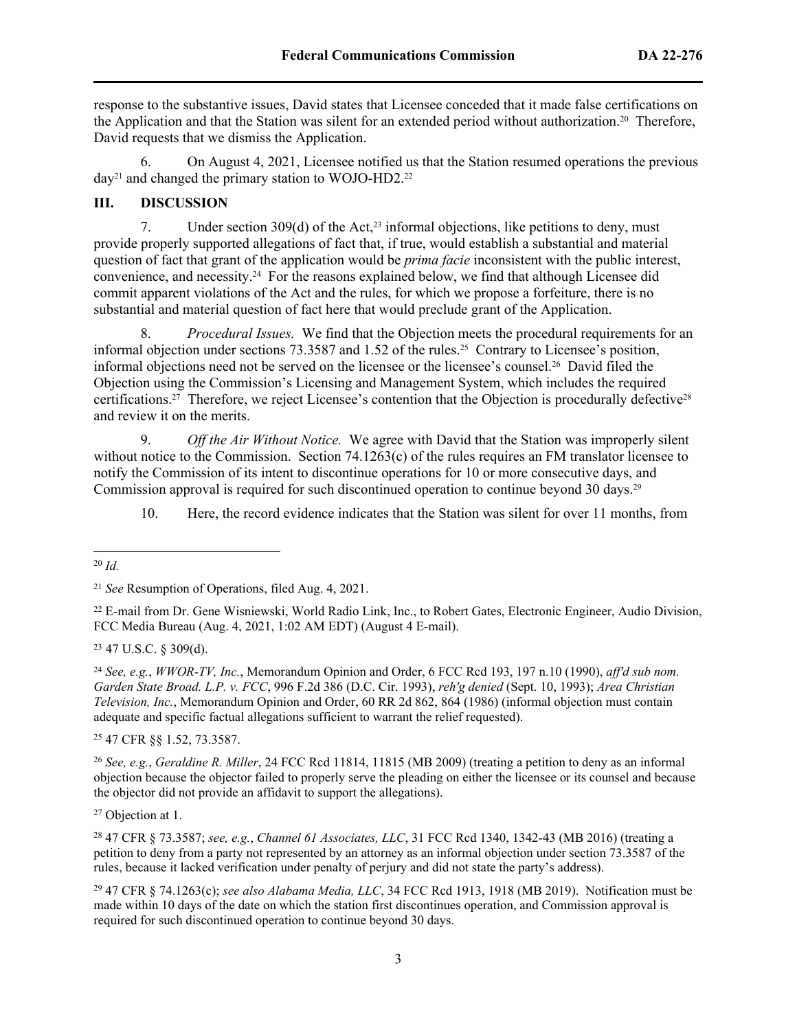response to the substantive issues, David states that Licensee conceded that it made false certifications on the Application and that the Station was silent for an extended period without authorization.[20] Therefore, David requests that we dismiss the Application.

6. On August 4, 2021, Licensee notified us that the Station resumed operations the previous day[21] and changed the primary station to WOJO-HD2.[22]

## III. DISCUSSION

7. Under section 309(d) of the Act,[23] informal objections, like petitions to deny, must provide properly supported allegations of fact that, if true, would establish a substantial and material question of fact that grant of the application would be *prima facie* inconsistent with the public interest, convenience, and necessity.[24] For the reasons explained below, we find that although Licensee did commit apparent violations of the Act and the rules, for which we propose a forfeiture, there is no substantial and material question of fact here that would preclude grant of the Application.

8. *Procedural Issues.* We find that the Objection meets the procedural requirements for an informal objection under sections 73.3587 and 1.52 of the rules.[25] Contrary to Licensee's position, informal objections need not be served on the licensee or the licensee's counsel.[26] David filed the Objection using the Commission's Licensing and Management System, which includes the required certifications.[27] Therefore, we reject Licensee's contention that the Objection is procedurally defective[28] and review it on the merits.

9. *Off the Air Without Notice.* We agree with David that the Station was improperly silent without notice to the Commission. Section 74.1263(c) of the rules requires an FM translator licensee to notify the Commission of its intent to discontinue operations for 10 or more consecutive days, and Commission approval is required for such discontinued operation to continue beyond 30 days.[29]

10. Here, the record evidence indicates that the Station was silent for over 11 months, from

---

[20] *Id.*

[21] *See* Resumption of Operations, filed Aug. 4, 2021.

[22] E-mail from Dr. Gene Wisniewski, World Radio Link, Inc., to Robert Gates, Electronic Engineer, Audio Division, FCC Media Bureau (Aug. 4, 2021, 1:02 AM EDT) (August 4 E-mail).

[23] 47 U.S.C. § 309(d).

[24] *See, e.g.*, *WWOR-TV, Inc.*, Memorandum Opinion and Order, 6 FCC Rcd 193, 197 n.10 (1990), *aff'd sub nom. Garden State Broad. L.P. v. FCC*, 996 F.2d 386 (D.C. Cir. 1993), *reh'g denied* (Sept. 10, 1993); *Area Christian Television, Inc.*, Memorandum Opinion and Order, 60 RR 2d 862, 864 (1986) (informal objection must contain adequate and specific factual allegations sufficient to warrant the relief requested).

[25] 47 CFR §§ 1.52, 73.3587.

[26] *See, e.g.*, *Geraldine R. Miller*, 24 FCC Rcd 11814, 11815 (MB 2009) (treating a petition to deny as an informal objection because the objector failed to properly serve the pleading on either the licensee or its counsel and because the objector did not provide an affidavit to support the allegations).

[27] Objection at 1.

[28] 47 CFR § 73.3587; *see, e.g.*, *Channel 61 Associates, LLC*, 31 FCC Rcd 1340, 1342-43 (MB 2016) (treating a petition to deny from a party not represented by an attorney as an informal objection under section 73.3587 of the rules, because it lacked verification under penalty of perjury and did not state the party's address).

[29] 47 CFR § 74.1263(c); *see also Alabama Media, LLC*, 34 FCC Rcd 1913, 1918 (MB 2019). Notification must be made within 10 days of the date on which the station first discontinues operation, and Commission approval is required for such discontinued operation to continue beyond 30 days.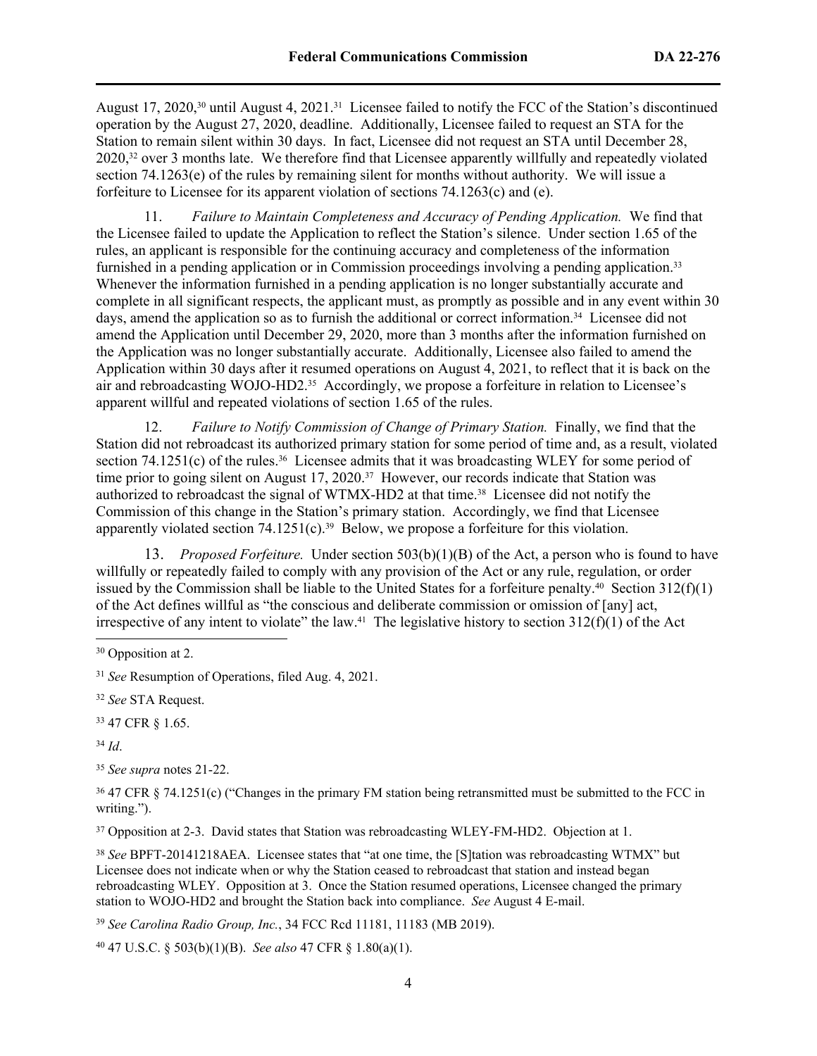August 17, 2020,[30] until August 4, 2021.[31] Licensee failed to notify the FCC of the Station's discontinued operation by the August 27, 2020, deadline. Additionally, Licensee failed to request an STA for the Station to remain silent within 30 days. In fact, Licensee did not request an STA until December 28, 2020,[32] over 3 months late. We therefore find that Licensee apparently willfully and repeatedly violated section 74.1263(e) of the rules by remaining silent for months without authority. We will issue a forfeiture to Licensee for its apparent violation of sections 74.1263(c) and (e).

11. *Failure to Maintain Completeness and Accuracy of Pending Application.* We find that the Licensee failed to update the Application to reflect the Station's silence. Under section 1.65 of the rules, an applicant is responsible for the continuing accuracy and completeness of the information furnished in a pending application or in Commission proceedings involving a pending application.[33] Whenever the information furnished in a pending application is no longer substantially accurate and complete in all significant respects, the applicant must, as promptly as possible and in any event within 30 days, amend the application so as to furnish the additional or correct information.[34] Licensee did not amend the Application until December 29, 2020, more than 3 months after the information furnished on the Application was no longer substantially accurate. Additionally, Licensee also failed to amend the Application within 30 days after it resumed operations on August 4, 2021, to reflect that it is back on the air and rebroadcasting WOJO-HD2.[35] Accordingly, we propose a forfeiture in relation to Licensee's apparent willful and repeated violations of section 1.65 of the rules.

12. *Failure to Notify Commission of Change of Primary Station.* Finally, we find that the Station did not rebroadcast its authorized primary station for some period of time and, as a result, violated section 74.1251(c) of the rules.[36] Licensee admits that it was broadcasting WLEY for some period of time prior to going silent on August 17, 2020.[37] However, our records indicate that Station was authorized to rebroadcast the signal of WTMX-HD2 at that time.[38] Licensee did not notify the Commission of this change in the Station's primary station. Accordingly, we find that Licensee apparently violated section 74.1251(c).[39] Below, we propose a forfeiture for this violation.

13. *Proposed Forfeiture.* Under section 503(b)(1)(B) of the Act, a person who is found to have willfully or repeatedly failed to comply with any provision of the Act or any rule, regulation, or order issued by the Commission shall be liable to the United States for a forfeiture penalty.[40] Section 312(f)(1) of the Act defines willful as "the conscious and deliberate commission or omission of [any] act, irrespective of any intent to violate" the law.[41] The legislative history to section 312(f)(1) of the Act

---

[30] Opposition at 2.

[31] *See* Resumption of Operations, filed Aug. 4, 2021.

[32] *See* STA Request.

[33] 47 CFR § 1.65.

[34] *Id*.

[35] *See supra* notes 21-22.

[36] 47 CFR § 74.1251(c) ("Changes in the primary FM station being retransmitted must be submitted to the FCC in writing.").

[37] Opposition at 2-3. David states that Station was rebroadcasting WLEY-FM-HD2. Objection at 1.

[38] *See* BPFT-20141218AEA. Licensee states that "at one time, the [S]tation was rebroadcasting WTMX" but Licensee does not indicate when or why the Station ceased to rebroadcast that station and instead began rebroadcasting WLEY. Opposition at 3. Once the Station resumed operations, Licensee changed the primary station to WOJO-HD2 and brought the Station back into compliance. *See* August 4 E-mail.

[39] *See Carolina Radio Group, Inc.*, 34 FCC Rcd 11181, 11183 (MB 2019).

[40] 47 U.S.C. § 503(b)(1)(B). *See also* 47 CFR § 1.80(a)(1).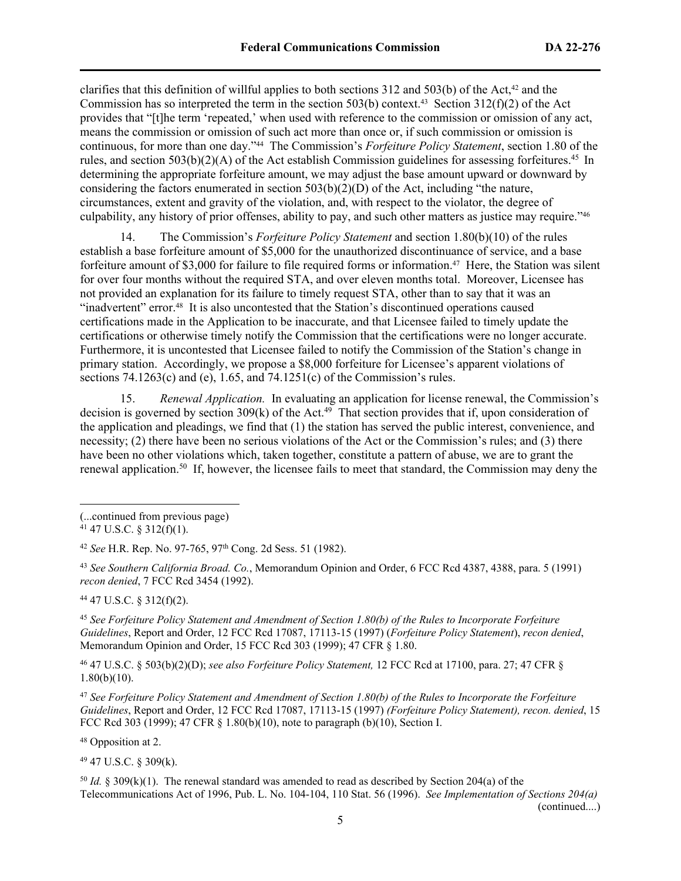clarifies that this definition of willful applies to both sections 312 and 503(b) of the Act,[42] and the Commission has so interpreted the term in the section 503(b) context.[43] Section 312(f)(2) of the Act provides that "[t]he term 'repeated,' when used with reference to the commission or omission of any act, means the commission or omission of such act more than once or, if such commission or omission is continuous, for more than one day."[44] The Commission's *Forfeiture Policy Statement*, section 1.80 of the rules, and section 503(b)(2)(A) of the Act establish Commission guidelines for assessing forfeitures.[45] In determining the appropriate forfeiture amount, we may adjust the base amount upward or downward by considering the factors enumerated in section 503(b)(2)(D) of the Act, including "the nature, circumstances, extent and gravity of the violation, and, with respect to the violator, the degree of culpability, any history of prior offenses, ability to pay, and such other matters as justice may require."[46]

14. The Commission's *Forfeiture Policy Statement* and section 1.80(b)(10) of the rules establish a base forfeiture amount of $5,000 for the unauthorized discontinuance of service, and a base forfeiture amount of $3,000 for failure to file required forms or information.[47] Here, the Station was silent for over four months without the required STA, and over eleven months total. Moreover, Licensee has not provided an explanation for its failure to timely request STA, other than to say that it was an "inadvertent" error.[48] It is also uncontested that the Station's discontinued operations caused certifications made in the Application to be inaccurate, and that Licensee failed to timely update the certifications or otherwise timely notify the Commission that the certifications were no longer accurate. Furthermore, it is uncontested that Licensee failed to notify the Commission of the Station's change in primary station. Accordingly, we propose a $8,000 forfeiture for Licensee's apparent violations of sections 74.1263(c) and (e), 1.65, and 74.1251(c) of the Commission's rules.

15. *Renewal Application.* In evaluating an application for license renewal, the Commission's decision is governed by section 309(k) of the Act.[49] That section provides that if, upon consideration of the application and pleadings, we find that (1) the station has served the public interest, convenience, and necessity; (2) there have been no serious violations of the Act or the Commission's rules; and (3) there have been no other violations which, taken together, constitute a pattern of abuse, we are to grant the renewal application.[50] If, however, the licensee fails to meet that standard, the Commission may deny the

---

(...continued from previous page)
[41] 47 U.S.C. § 312(f)(1).

[42] *See* H.R. Rep. No. 97-765, 97th Cong. 2d Sess. 51 (1982).

[43] *See Southern California Broad. Co.*, Memorandum Opinion and Order, 6 FCC Rcd 4387, 4388, para. 5 (1991) *recon denied*, 7 FCC Rcd 3454 (1992).

[44] 47 U.S.C. § 312(f)(2).

[45] *See Forfeiture Policy Statement and Amendment of Section 1.80(b) of the Rules to Incorporate Forfeiture Guidelines*, Report and Order, 12 FCC Rcd 17087, 17113-15 (1997) (*Forfeiture Policy Statement*), *recon denied*, Memorandum Opinion and Order, 15 FCC Rcd 303 (1999); 47 CFR § 1.80.

[46] 47 U.S.C. § 503(b)(2)(D); *see also Forfeiture Policy Statement,* 12 FCC Rcd at 17100, para. 27; 47 CFR § 1.80(b)(10).

[47] *See Forfeiture Policy Statement and Amendment of Section 1.80(b) of the Rules to Incorporate the Forfeiture Guidelines*, Report and Order, 12 FCC Rcd 17087, 17113-15 (1997) *(Forfeiture Policy Statement), recon. denied*, 15 FCC Rcd 303 (1999); 47 CFR § 1.80(b)(10), note to paragraph (b)(10), Section I.

[48] Opposition at 2.

[49] 47 U.S.C. § 309(k).

[50] *Id.* § 309(k)(1). The renewal standard was amended to read as described by Section 204(a) of the Telecommunications Act of 1996, Pub. L. No. 104-104, 110 Stat. 56 (1996). *See Implementation of Sections 204(a)*
(continued....)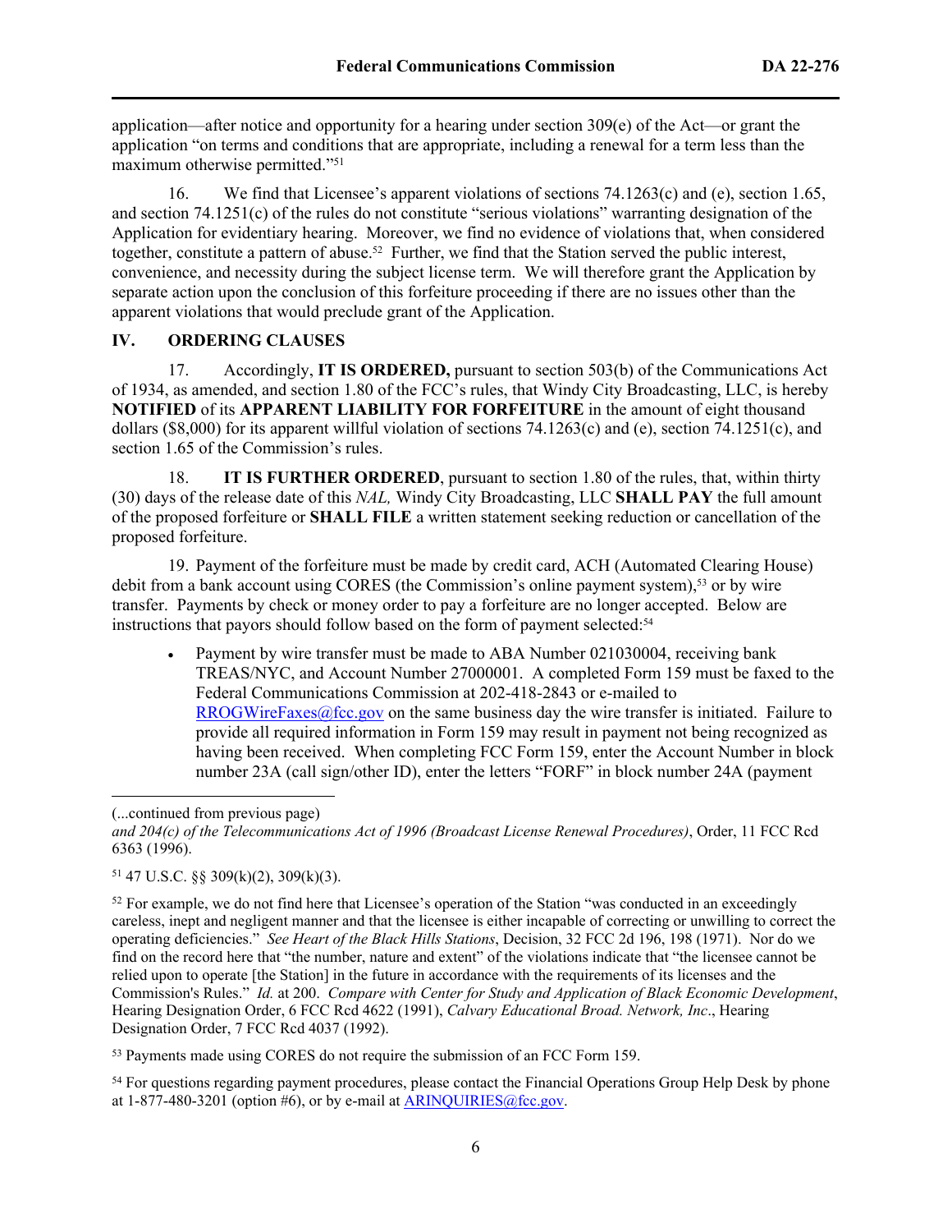application—after notice and opportunity for a hearing under section 309(e) of the Act—or grant the application "on terms and conditions that are appropriate, including a renewal for a term less than the maximum otherwise permitted."[51]

16. We find that Licensee's apparent violations of sections 74.1263(c) and (e), section 1.65, and section 74.1251(c) of the rules do not constitute "serious violations" warranting designation of the Application for evidentiary hearing. Moreover, we find no evidence of violations that, when considered together, constitute a pattern of abuse.[52] Further, we find that the Station served the public interest, convenience, and necessity during the subject license term. We will therefore grant the Application by separate action upon the conclusion of this forfeiture proceeding if there are no issues other than the apparent violations that would preclude grant of the Application.

## IV. ORDERING CLAUSES

17. Accordingly, **IT IS ORDERED,** pursuant to section 503(b) of the Communications Act of 1934, as amended, and section 1.80 of the FCC's rules, that Windy City Broadcasting, LLC, is hereby **NOTIFIED** of its **APPARENT LIABILITY FOR FORFEITURE** in the amount of eight thousand dollars ($8,000) for its apparent willful violation of sections 74.1263(c) and (e), section 74.1251(c), and section 1.65 of the Commission's rules.

18. **IT IS FURTHER ORDERED**, pursuant to section 1.80 of the rules, that, within thirty (30) days of the release date of this *NAL,* Windy City Broadcasting, LLC **SHALL PAY** the full amount of the proposed forfeiture or **SHALL FILE** a written statement seeking reduction or cancellation of the proposed forfeiture.

19. Payment of the forfeiture must be made by credit card, ACH (Automated Clearing House) debit from a bank account using CORES (the Commission's online payment system),[53] or by wire transfer. Payments by check or money order to pay a forfeiture are no longer accepted. Below are instructions that payors should follow based on the form of payment selected:[54]

- Payment by wire transfer must be made to ABA Number 021030004, receiving bank TREAS/NYC, and Account Number 27000001. A completed Form 159 must be faxed to the Federal Communications Commission at 202-418-2843 or e-mailed to RROGWireFaxes@fcc.gov on the same business day the wire transfer is initiated. Failure to provide all required information in Form 159 may result in payment not being recognized as having been received. When completing FCC Form 159, enter the Account Number in block number 23A (call sign/other ID), enter the letters "FORF" in block number 24A (payment

---

(...continued from previous page)
*and 204(c) of the Telecommunications Act of 1996 (Broadcast License Renewal Procedures)*, Order, 11 FCC Rcd 6363 (1996).

[51] 47 U.S.C. §§ 309(k)(2), 309(k)(3).

[52] For example, we do not find here that Licensee's operation of the Station "was conducted in an exceedingly careless, inept and negligent manner and that the licensee is either incapable of correcting or unwilling to correct the operating deficiencies." *See Heart of the Black Hills Stations*, Decision, 32 FCC 2d 196, 198 (1971). Nor do we find on the record here that "the number, nature and extent" of the violations indicate that "the licensee cannot be relied upon to operate [the Station] in the future in accordance with the requirements of its licenses and the Commission's Rules." *Id.* at 200. *Compare with Center for Study and Application of Black Economic Development*, Hearing Designation Order, 6 FCC Rcd 4622 (1991), *Calvary Educational Broad. Network, Inc*., Hearing Designation Order, 7 FCC Rcd 4037 (1992).

[53] Payments made using CORES do not require the submission of an FCC Form 159.

[54] For questions regarding payment procedures, please contact the Financial Operations Group Help Desk by phone at 1-877-480-3201 (option #6), or by e-mail at ARINQUIRIES@fcc.gov.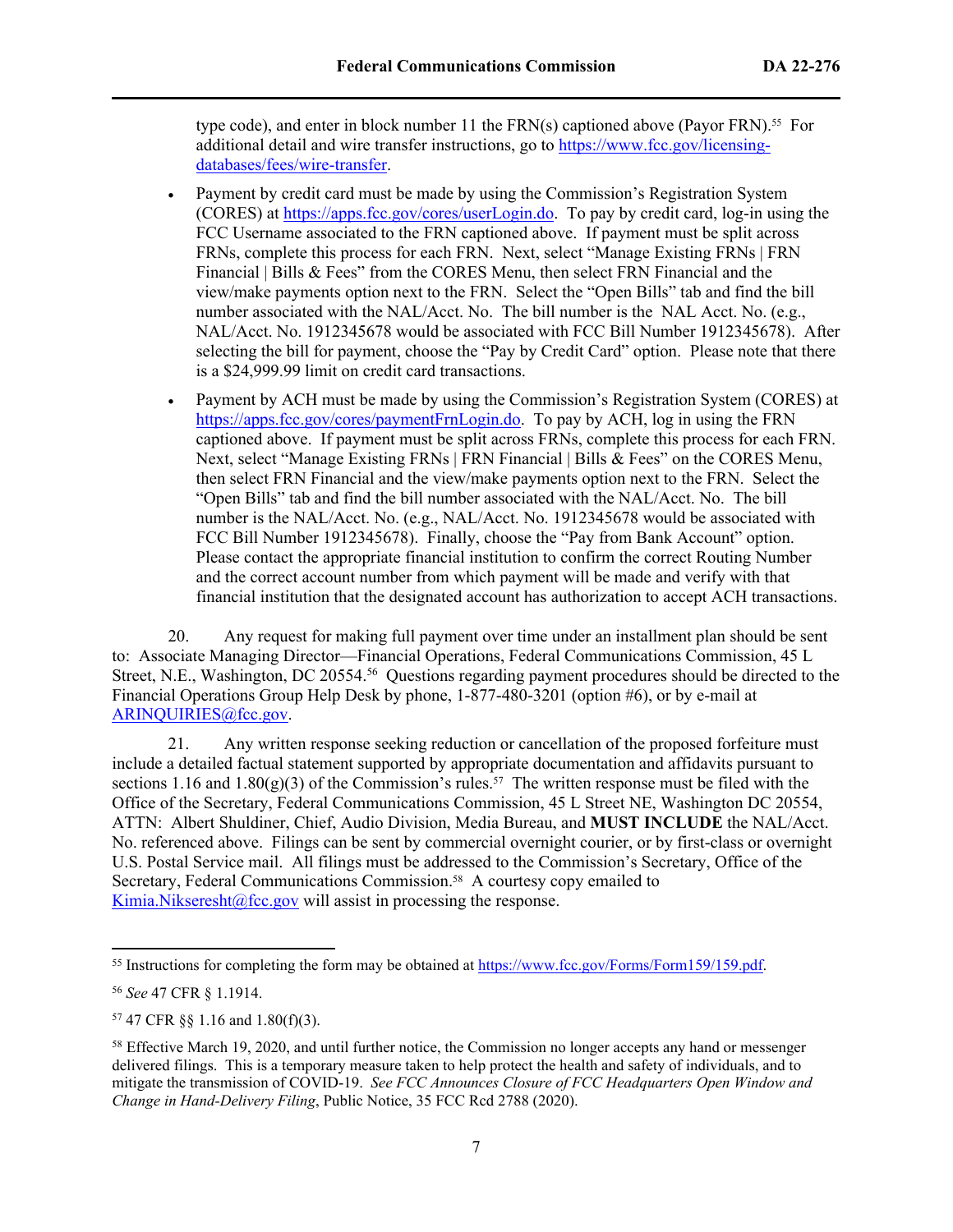type code), and enter in block number 11 the FRN(s) captioned above (Payor FRN).[55] For additional detail and wire transfer instructions, go to https://www.fcc.gov/licensing-databases/fees/wire-transfer.

- Payment by credit card must be made by using the Commission's Registration System (CORES) at https://apps.fcc.gov/cores/userLogin.do. To pay by credit card, log-in using the FCC Username associated to the FRN captioned above. If payment must be split across FRNs, complete this process for each FRN. Next, select "Manage Existing FRNs | FRN Financial | Bills & Fees" from the CORES Menu, then select FRN Financial and the view/make payments option next to the FRN. Select the "Open Bills" tab and find the bill number associated with the NAL/Acct. No. The bill number is the NAL Acct. No. (e.g., NAL/Acct. No. 1912345678 would be associated with FCC Bill Number 1912345678). After selecting the bill for payment, choose the "Pay by Credit Card" option. Please note that there is a $24,999.99 limit on credit card transactions.
- Payment by ACH must be made by using the Commission's Registration System (CORES) at https://apps.fcc.gov/cores/paymentFrnLogin.do. To pay by ACH, log in using the FRN captioned above. If payment must be split across FRNs, complete this process for each FRN. Next, select "Manage Existing FRNs | FRN Financial | Bills & Fees" on the CORES Menu, then select FRN Financial and the view/make payments option next to the FRN. Select the "Open Bills" tab and find the bill number associated with the NAL/Acct. No. The bill number is the NAL/Acct. No. (e.g., NAL/Acct. No. 1912345678 would be associated with FCC Bill Number 1912345678). Finally, choose the "Pay from Bank Account" option. Please contact the appropriate financial institution to confirm the correct Routing Number and the correct account number from which payment will be made and verify with that financial institution that the designated account has authorization to accept ACH transactions.

20. Any request for making full payment over time under an installment plan should be sent to: Associate Managing Director—Financial Operations, Federal Communications Commission, 45 L Street, N.E., Washington, DC 20554.[56] Questions regarding payment procedures should be directed to the Financial Operations Group Help Desk by phone, 1-877-480-3201 (option #6), or by e-mail at ARINQUIRIES@fcc.gov.

21. Any written response seeking reduction or cancellation of the proposed forfeiture must include a detailed factual statement supported by appropriate documentation and affidavits pursuant to sections 1.16 and 1.80(g)(3) of the Commission's rules.[57] The written response must be filed with the Office of the Secretary, Federal Communications Commission, 45 L Street NE, Washington DC 20554, ATTN: Albert Shuldiner, Chief, Audio Division, Media Bureau, and **MUST INCLUDE** the NAL/Acct. No. referenced above. Filings can be sent by commercial overnight courier, or by first-class or overnight U.S. Postal Service mail. All filings must be addressed to the Commission's Secretary, Office of the Secretary, Federal Communications Commission.[58] A courtesy copy emailed to Kimia.Nikseresht@fcc.gov will assist in processing the response.

---

[55] Instructions for completing the form may be obtained at https://www.fcc.gov/Forms/Form159/159.pdf.

[56] *See* 47 CFR § 1.1914.

[57] 47 CFR §§ 1.16 and 1.80(f)(3).

[58] Effective March 19, 2020, and until further notice, the Commission no longer accepts any hand or messenger delivered filings. This is a temporary measure taken to help protect the health and safety of individuals, and to mitigate the transmission of COVID-19. *See FCC Announces Closure of FCC Headquarters Open Window and Change in Hand-Delivery Filing*, Public Notice, 35 FCC Rcd 2788 (2020).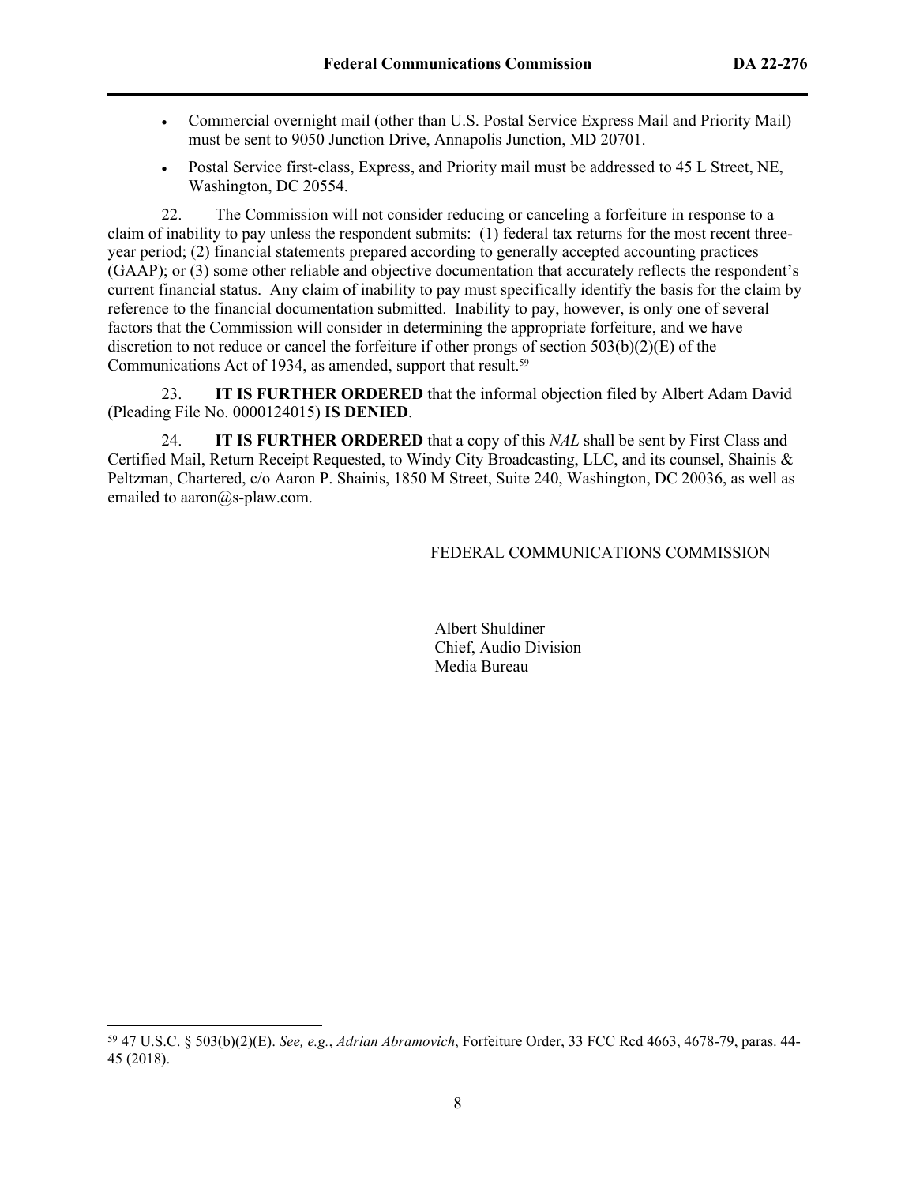- Commercial overnight mail (other than U.S. Postal Service Express Mail and Priority Mail) must be sent to 9050 Junction Drive, Annapolis Junction, MD 20701.
- Postal Service first-class, Express, and Priority mail must be addressed to 45 L Street, NE, Washington, DC 20554.

22. The Commission will not consider reducing or canceling a forfeiture in response to a claim of inability to pay unless the respondent submits: (1) federal tax returns for the most recent three-year period; (2) financial statements prepared according to generally accepted accounting practices (GAAP); or (3) some other reliable and objective documentation that accurately reflects the respondent's current financial status. Any claim of inability to pay must specifically identify the basis for the claim by reference to the financial documentation submitted. Inability to pay, however, is only one of several factors that the Commission will consider in determining the appropriate forfeiture, and we have discretion to not reduce or cancel the forfeiture if other prongs of section 503(b)(2)(E) of the Communications Act of 1934, as amended, support that result.[59]

23. **IT IS FURTHER ORDERED** that the informal objection filed by Albert Adam David (Pleading File No. 0000124015) **IS DENIED**.

24. **IT IS FURTHER ORDERED** that a copy of this *NAL* shall be sent by First Class and Certified Mail, Return Receipt Requested, to Windy City Broadcasting, LLC, and its counsel, Shainis & Peltzman, Chartered, c/o Aaron P. Shainis, 1850 M Street, Suite 240, Washington, DC 20036, as well as emailed to aaron@s-plaw.com.

FEDERAL COMMUNICATIONS COMMISSION

Albert Shuldiner
Chief, Audio Division
Media Bureau

---

[59] 47 U.S.C. § 503(b)(2)(E). *See, e.g.*, *Adrian Abramovich*, Forfeiture Order, 33 FCC Rcd 4663, 4678-79, paras. 44-45 (2018).